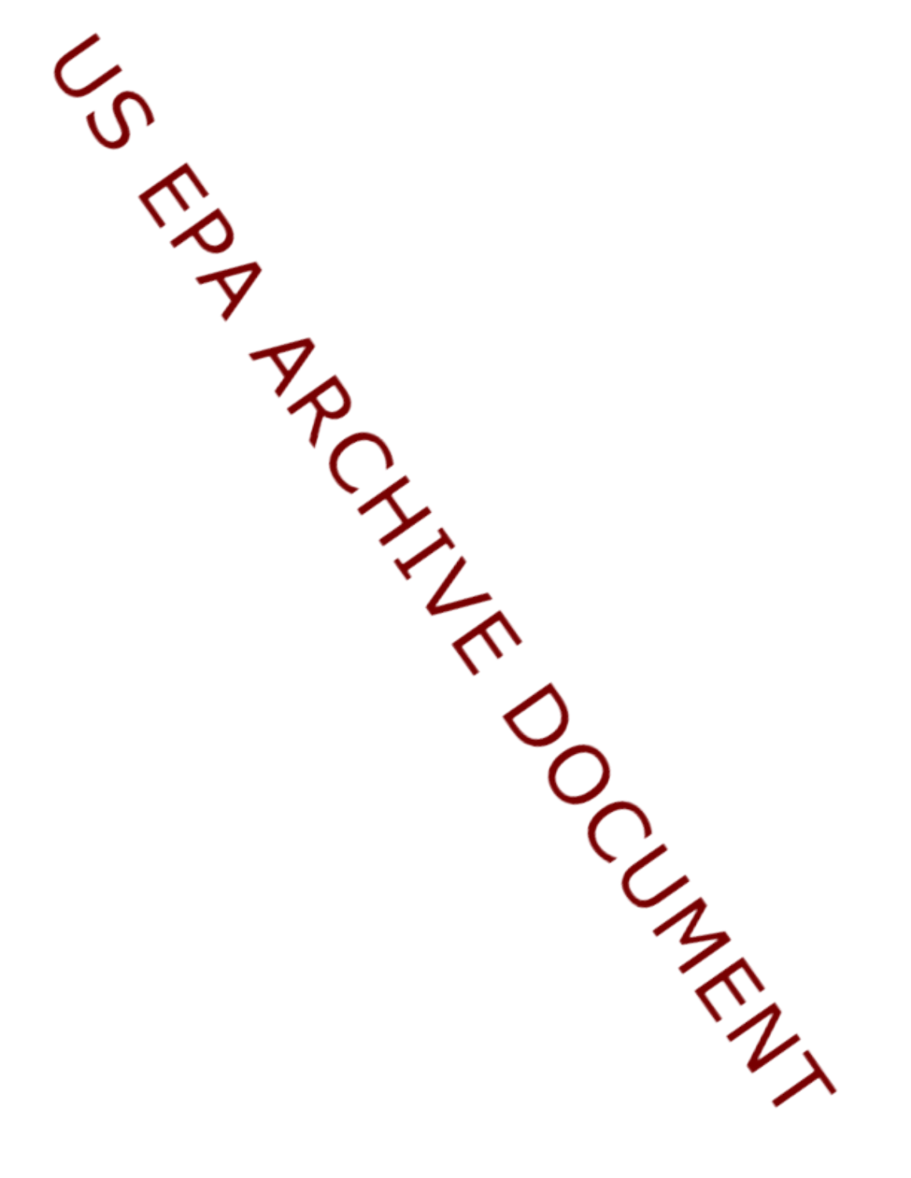US EPA ARCHIVE DOCUMENT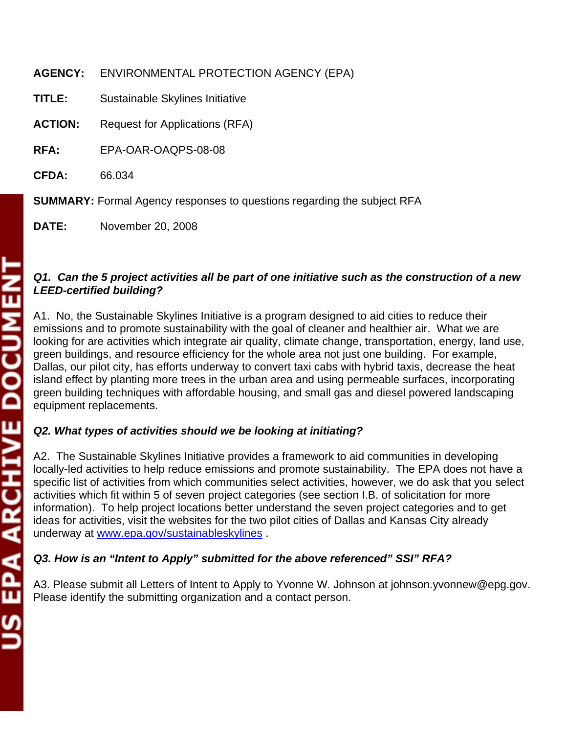**AGENCY:** ENVIRONMENTAL PROTECTION AGENCY (EPA)

**TITLE:** Sustainable Skylines Initiative

**ACTION:** Request for Applications (RFA)

**RFA:** EPA-OAR-OAQPS-08-08

**CFDA:** 66.034

**SUMMARY:** Formal Agency responses to questions regarding the subject RFA

**DATE:** November 20, 2008

***Q1. Can the 5 project activities all be part of one initiative such as the construction of a new LEED-certified building?***

A1. No, the Sustainable Skylines Initiative is a program designed to aid cities to reduce their emissions and to promote sustainability with the goal of cleaner and healthier air. What we are looking for are activities which integrate air quality, climate change, transportation, energy, land use, green buildings, and resource efficiency for the whole area not just one building. For example, Dallas, our pilot city, has efforts underway to convert taxi cabs with hybrid taxis, decrease the heat island effect by planting more trees in the urban area and using permeable surfaces, incorporating green building techniques with affordable housing, and small gas and diesel powered landscaping equipment replacements.

***Q2. What types of activities should we be looking at initiating?***

A2. The Sustainable Skylines Initiative provides a framework to aid communities in developing locally-led activities to help reduce emissions and promote sustainability. The EPA does not have a specific list of activities from which communities select activities, however, we do ask that you select activities which fit within 5 of seven project categories (see section I.B. of solicitation for more information). To help project locations better understand the seven project categories and to get ideas for activities, visit the websites for the two pilot cities of Dallas and Kansas City already underway at [www.epa.gov/sustainableskylines](http://www.epa.gov/sustainableskylines) .

***Q3. How is an "Intent to Apply" submitted for the above referenced" SSI" RFA?***

A3. Please submit all Letters of Intent to Apply to Yvonne W. Johnson at johnson.yvonnew@epg.gov. Please identify the submitting organization and a contact person.